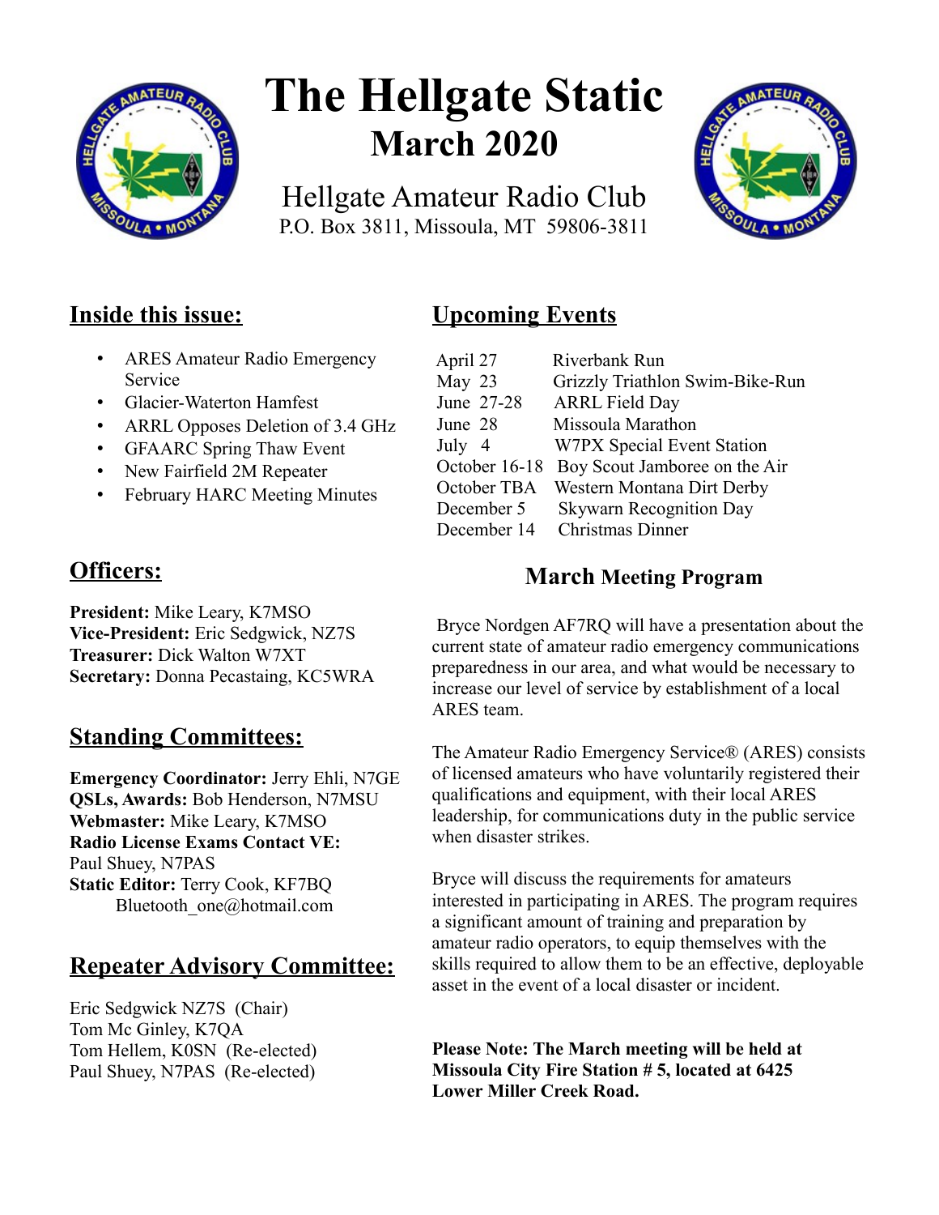# The Hellgate Static

## March 2020

Hellgate Amateur Radio Club
P.O. Box 3811, Missoula, MT 59806-3811

## Inside this issue:

- ARES Amateur Radio Emergency Service
- Glacier-Waterton Hamfest
- ARRL Opposes Deletion of 3.4 GHz
- GFAARC Spring Thaw Event
- New Fairfield 2M Repeater
- February HARC Meeting Minutes

## Officers:

**President:** Mike Leary, K7MSO
**Vice-President:** Eric Sedgwick, NZ7S
**Treasurer:** Dick Walton W7XT
**Secretary:** Donna Pecastaing, KC5WRA

## Standing Committees:

**Emergency Coordinator:** Jerry Ehli, N7GE
**QSLs, Awards:** Bob Henderson, N7MSU
**Webmaster:** Mike Leary, K7MSO
**Radio License Exams Contact VE:** Paul Shuey, N7PAS
**Static Editor:** Terry Cook, KF7BQ
Bluetooth_one@hotmail.com

## Repeater Advisory Committee:

Eric Sedgwick NZ7S (Chair)
Tom Mc Ginley, K7QA
Tom Hellem, K0SN (Re-elected)
Paul Shuey, N7PAS (Re-elected)

## Upcoming Events

| | |
|---|---|
| April 27 | Riverbank Run |
| May 23 | Grizzly Triathlon Swim-Bike-Run |
| June 27-28 | ARRL Field Day |
| June 28 | Missoula Marathon |
| July 4 | W7PX Special Event Station |
| October 16-18 | Boy Scout Jamboree on the Air |
| October TBA | Western Montana Dirt Derby |
| December 5 | Skywarn Recognition Day |
| December 14 | Christmas Dinner |

### March Meeting Program

Bryce Nordgen AF7RQ will have a presentation about the current state of amateur radio emergency communications preparedness in our area, and what would be necessary to increase our level of service by establishment of a local ARES team.

The Amateur Radio Emergency Service® (ARES) consists of licensed amateurs who have voluntarily registered their qualifications and equipment, with their local ARES leadership, for communications duty in the public service when disaster strikes.

Bryce will discuss the requirements for amateurs interested in participating in ARES. The program requires a significant amount of training and preparation by amateur radio operators, to equip themselves with the skills required to allow them to be an effective, deployable asset in the event of a local disaster or incident.

**Please Note: The March meeting will be held at Missoula City Fire Station # 5, located at 6425 Lower Miller Creek Road.**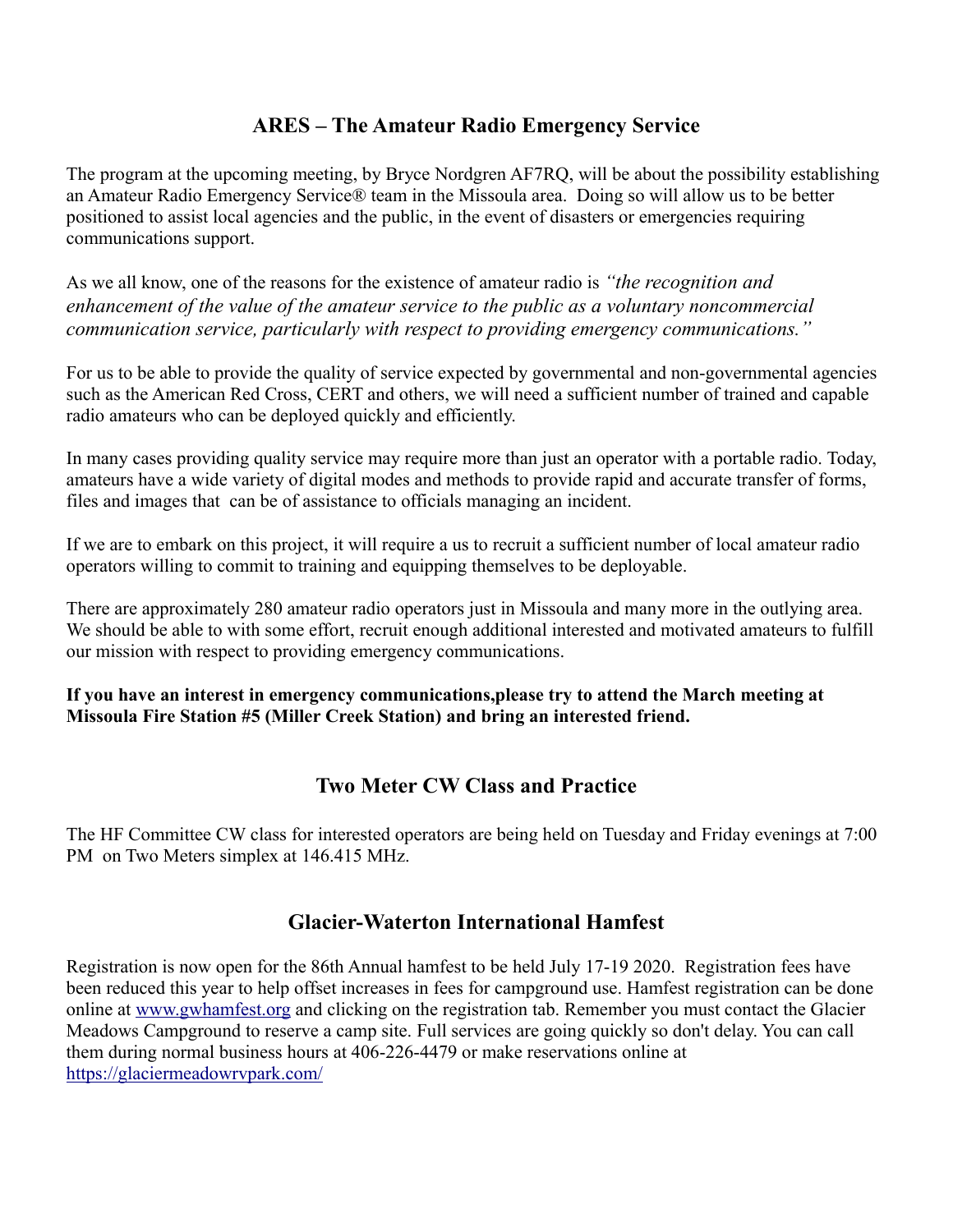## ARES – The Amateur Radio Emergency Service

The program at the upcoming meeting, by Bryce Nordgren AF7RQ, will be about the possibility establishing an Amateur Radio Emergency Service® team in the Missoula area. Doing so will allow us to be better positioned to assist local agencies and the public, in the event of disasters or emergencies requiring communications support.

As we all know, one of the reasons for the existence of amateur radio is *"the recognition and enhancement of the value of the amateur service to the public as a voluntary noncommercial communication service, particularly with respect to providing emergency communications."*

For us to be able to provide the quality of service expected by governmental and non-governmental agencies such as the American Red Cross, CERT and others, we will need a sufficient number of trained and capable radio amateurs who can be deployed quickly and efficiently.

In many cases providing quality service may require more than just an operator with a portable radio. Today, amateurs have a wide variety of digital modes and methods to provide rapid and accurate transfer of forms, files and images that can be of assistance to officials managing an incident.

If we are to embark on this project, it will require a us to recruit a sufficient number of local amateur radio operators willing to commit to training and equipping themselves to be deployable.

There are approximately 280 amateur radio operators just in Missoula and many more in the outlying area. We should be able to with some effort, recruit enough additional interested and motivated amateurs to fulfill our mission with respect to providing emergency communications.

**If you have an interest in emergency communications,please try to attend the March meeting at Missoula Fire Station #5 (Miller Creek Station) and bring an interested friend.**

## Two Meter CW Class and Practice

The HF Committee CW class for interested operators are being held on Tuesday and Friday evenings at 7:00 PM on Two Meters simplex at 146.415 MHz.

## Glacier-Waterton International Hamfest

Registration is now open for the 86th Annual hamfest to be held July 17-19 2020. Registration fees have been reduced this year to help offset increases in fees for campground use. Hamfest registration can be done online at [www.gwhamfest.org](http://www.gwhamfest.org) and clicking on the registration tab. Remember you must contact the Glacier Meadows Campground to reserve a camp site. Full services are going quickly so don't delay. You can call them during normal business hours at 406-226-4479 or make reservations online at [https://glaciermeadowrvpark.com/](https://glaciermeadowrvpark.com/)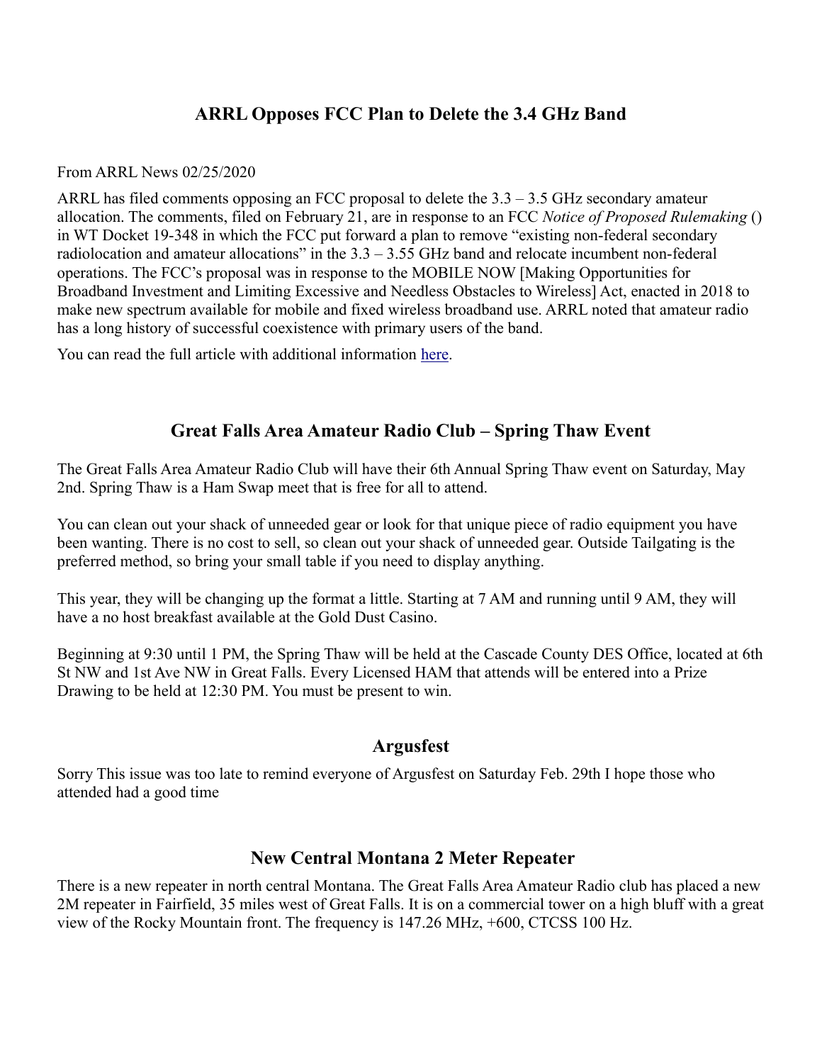## ARRL Opposes FCC Plan to Delete the 3.4 GHz Band

From ARRL News 02/25/2020

ARRL has filed comments opposing an FCC proposal to delete the 3.3 – 3.5 GHz secondary amateur allocation. The comments, filed on February 21, are in response to an FCC *Notice of Proposed Rulemaking* () in WT Docket 19-348 in which the FCC put forward a plan to remove "existing non-federal secondary radiolocation and amateur allocations" in the 3.3 – 3.55 GHz band and relocate incumbent non-federal operations. The FCC's proposal was in response to the MOBILE NOW [Making Opportunities for Broadband Investment and Limiting Excessive and Needless Obstacles to Wireless] Act, enacted in 2018 to make new spectrum available for mobile and fixed wireless broadband use. ARRL noted that amateur radio has a long history of successful coexistence with primary users of the band.

You can read the full article with additional information here.

## Great Falls Area Amateur Radio Club – Spring Thaw Event

The Great Falls Area Amateur Radio Club will have their 6th Annual Spring Thaw event on Saturday, May 2nd. Spring Thaw is a Ham Swap meet that is free for all to attend.

You can clean out your shack of unneeded gear or look for that unique piece of radio equipment you have been wanting. There is no cost to sell, so clean out your shack of unneeded gear. Outside Tailgating is the preferred method, so bring your small table if you need to display anything.

This year, they will be changing up the format a little. Starting at 7 AM and running until 9 AM, they will have a no host breakfast available at the Gold Dust Casino.

Beginning at 9:30 until 1 PM, the Spring Thaw will be held at the Cascade County DES Office, located at 6th St NW and 1st Ave NW in Great Falls. Every Licensed HAM that attends will be entered into a Prize Drawing to be held at 12:30 PM. You must be present to win.

## Argusfest

Sorry This issue was too late to remind everyone of Argusfest on Saturday Feb. 29th I hope those who attended had a good time

## New Central Montana 2 Meter Repeater

There is a new repeater in north central Montana. The Great Falls Area Amateur Radio club has placed a new 2M repeater in Fairfield, 35 miles west of Great Falls. It is on a commercial tower on a high bluff with a great view of the Rocky Mountain front. The frequency is 147.26 MHz, +600, CTCSS 100 Hz.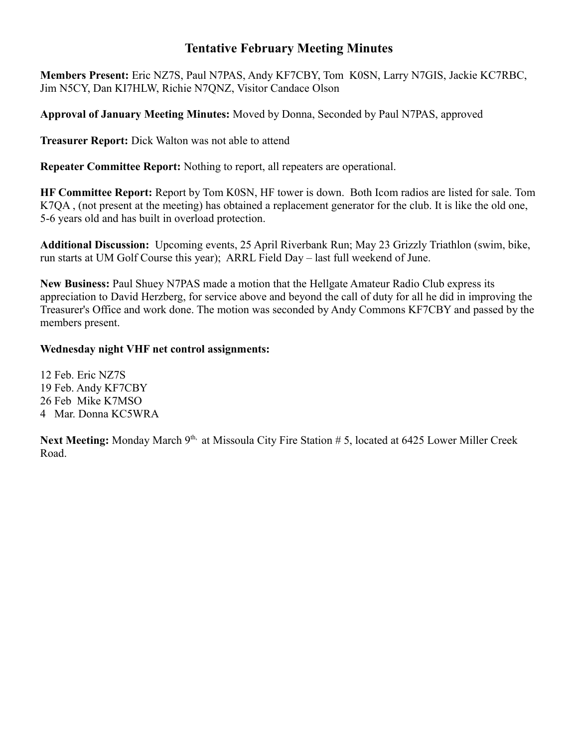# Tentative February Meeting Minutes

**Members Present:** Eric NZ7S, Paul N7PAS, Andy KF7CBY, Tom K0SN, Larry N7GIS, Jackie KC7RBC, Jim N5CY, Dan KI7HLW, Richie N7QNZ, Visitor Candace Olson

**Approval of January Meeting Minutes:** Moved by Donna, Seconded by Paul N7PAS, approved

**Treasurer Report:** Dick Walton was not able to attend

**Repeater Committee Report:** Nothing to report, all repeaters are operational.

**HF Committee Report:** Report by Tom K0SN, HF tower is down. Both Icom radios are listed for sale. Tom K7QA , (not present at the meeting) has obtained a replacement generator for the club. It is like the old one, 5-6 years old and has built in overload protection.

**Additional Discussion:** Upcoming events, 25 April Riverbank Run; May 23 Grizzly Triathlon (swim, bike, run starts at UM Golf Course this year); ARRL Field Day – last full weekend of June.

**New Business:** Paul Shuey N7PAS made a motion that the Hellgate Amateur Radio Club express its appreciation to David Herzberg, for service above and beyond the call of duty for all he did in improving the Treasurer's Office and work done. The motion was seconded by Andy Commons KF7CBY and passed by the members present.

**Wednesday night VHF net control assignments:**

12 Feb. Eric NZ7S
19 Feb. Andy KF7CBY
26 Feb Mike K7MSO
4 Mar. Donna KC5WRA

**Next Meeting:** Monday March 9th, at Missoula City Fire Station # 5, located at 6425 Lower Miller Creek Road.